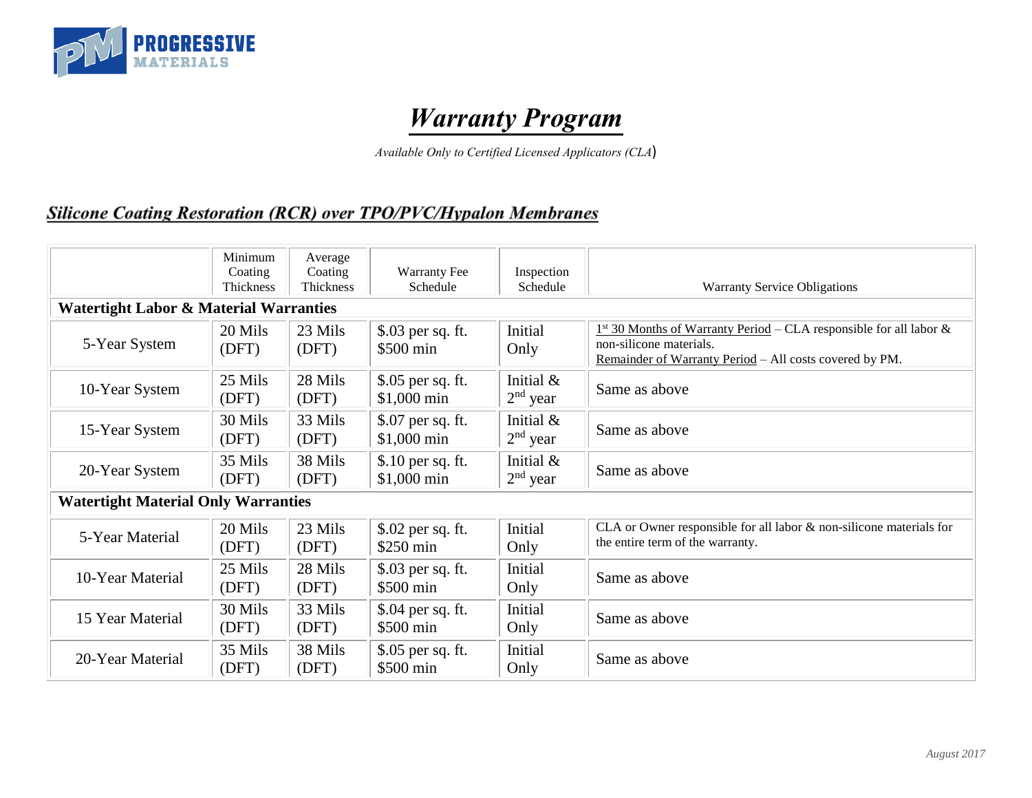PROGRESSIVE MATERIALS

# *Warranty Program*

*Available Only to Certified Licensed Applicators (CLA)*

## *Silicone Coating Restoration (RCR) over TPO/PVC/Hypalon Membranes*

| | Minimum Coating Thickness | Average Coating Thickness | Warranty Fee Schedule | Inspection Schedule | Warranty Service Obligations |
|---|---|---|---|---|---|
| **Watertight Labor & Material Warranties** | | | | | |
| 5-Year System | 20 Mils (DFT) | 23 Mils (DFT) | $.03 per sq. ft. $500 min | Initial Only | 1st 30 Months of Warranty Period – CLA responsible for all labor & non-silicone materials. Remainder of Warranty Period – All costs covered by PM. |
| 10-Year System | 25 Mils (DFT) | 28 Mils (DFT) | $.05 per sq. ft. $1,000 min | Initial & 2nd year | Same as above |
| 15-Year System | 30 Mils (DFT) | 33 Mils (DFT) | $.07 per sq. ft. $1,000 min | Initial & 2nd year | Same as above |
| 20-Year System | 35 Mils (DFT) | 38 Mils (DFT) | $.10 per sq. ft. $1,000 min | Initial & 2nd year | Same as above |
| **Watertight Material Only Warranties** | | | | | |
| 5-Year Material | 20 Mils (DFT) | 23 Mils (DFT) | $.02 per sq. ft. $250 min | Initial Only | CLA or Owner responsible for all labor & non-silicone materials for the entire term of the warranty. |
| 10-Year Material | 25 Mils (DFT) | 28 Mils (DFT) | $.03 per sq. ft. $500 min | Initial Only | Same as above |
| 15 Year Material | 30 Mils (DFT) | 33 Mils (DFT) | $.04 per sq. ft. $500 min | Initial Only | Same as above |
| 20-Year Material | 35 Mils (DFT) | 38 Mils (DFT) | $.05 per sq. ft. $500 min | Initial Only | Same as above |

*August 2017*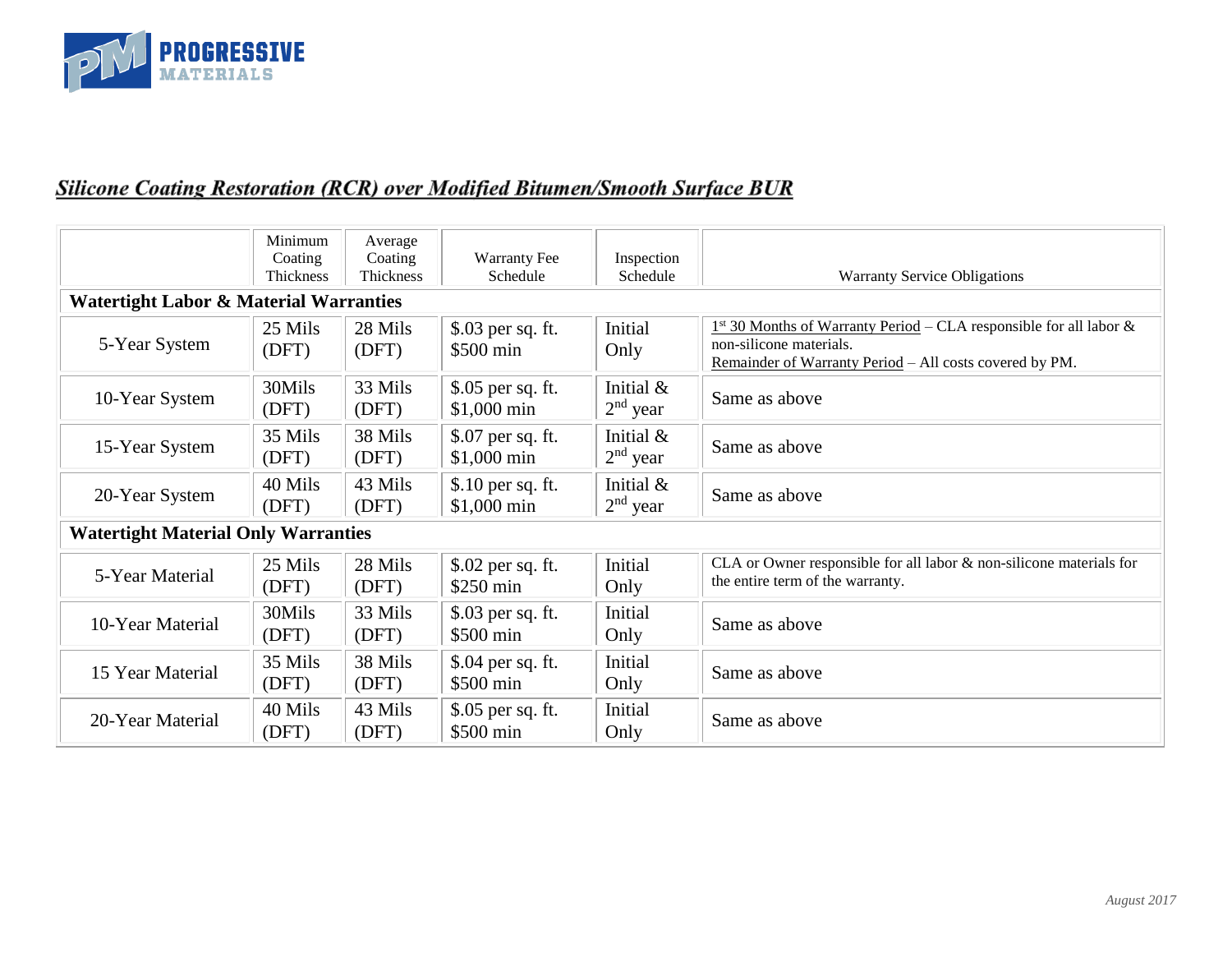**PROGRESSIVE MATERIALS**

## *Silicone Coating Restoration (RCR) over Modified Bitumen/Smooth Surface BUR*

| | Minimum Coating Thickness | Average Coating Thickness | Warranty Fee Schedule | Inspection Schedule | Warranty Service Obligations |
|---|---|---|---|---|---|
| **Watertight Labor & Material Warranties** | | | | | |
| 5-Year System | 25 Mils (DFT) | 28 Mils (DFT) | $.03 per sq. ft. $500 min | Initial Only | 1st 30 Months of Warranty Period – CLA responsible for all labor & non-silicone materials. Remainder of Warranty Period – All costs covered by PM. |
| 10-Year System | 30Mils (DFT) | 33 Mils (DFT) | $.05 per sq. ft. $1,000 min | Initial & 2nd year | Same as above |
| 15-Year System | 35 Mils (DFT) | 38 Mils (DFT) | $.07 per sq. ft. $1,000 min | Initial & 2nd year | Same as above |
| 20-Year System | 40 Mils (DFT) | 43 Mils (DFT) | $.10 per sq. ft. $1,000 min | Initial & 2nd year | Same as above |
| **Watertight Material Only Warranties** | | | | | |
| 5-Year Material | 25 Mils (DFT) | 28 Mils (DFT) | $.02 per sq. ft. $250 min | Initial Only | CLA or Owner responsible for all labor & non-silicone materials for the entire term of the warranty. |
| 10-Year Material | 30Mils (DFT) | 33 Mils (DFT) | $.03 per sq. ft. $500 min | Initial Only | Same as above |
| 15 Year Material | 35 Mils (DFT) | 38 Mils (DFT) | $.04 per sq. ft. $500 min | Initial Only | Same as above |
| 20-Year Material | 40 Mils (DFT) | 43 Mils (DFT) | $.05 per sq. ft. $500 min | Initial Only | Same as above |

*August 2017*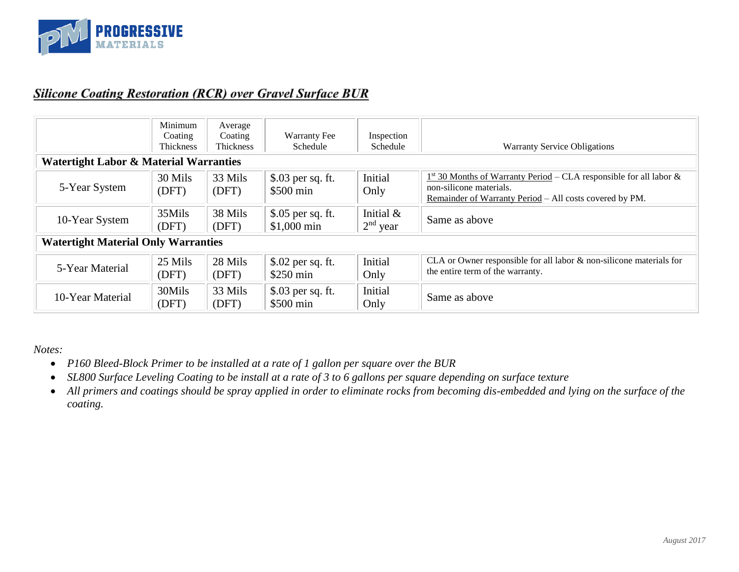## *Silicone Coating Restoration (RCR) over Gravel Surface BUR*

| | Minimum Coating Thickness | Average Coating Thickness | Warranty Fee Schedule | Inspection Schedule | Warranty Service Obligations |
|---|---|---|---|---|---|
| **Watertight Labor & Material Warranties** | | | | | |
| 5-Year System | 30 Mils (DFT) | 33 Mils (DFT) | \$.03 per sq. ft. \$500 min | Initial Only | 1st 30 Months of Warranty Period – CLA responsible for all labor & non-silicone materials. Remainder of Warranty Period – All costs covered by PM. |
| 10-Year System | 35Mils (DFT) | 38 Mils (DFT) | \$.05 per sq. ft. \$1,000 min | Initial & 2nd year | Same as above |
| **Watertight Material Only Warranties** | | | | | |
| 5-Year Material | 25 Mils (DFT) | 28 Mils (DFT) | \$.02 per sq. ft. \$250 min | Initial Only | CLA or Owner responsible for all labor & non-silicone materials for the entire term of the warranty. |
| 10-Year Material | 30Mils (DFT) | 33 Mils (DFT) | \$.03 per sq. ft. \$500 min | Initial Only | Same as above |

*Notes:*

- *P160 Bleed-Block Primer to be installed at a rate of 1 gallon per square over the BUR*
- *SL800 Surface Leveling Coating to be install at a rate of 3 to 6 gallons per square depending on surface texture*
- *All primers and coatings should be spray applied in order to eliminate rocks from becoming dis-embedded and lying on the surface of the coating.*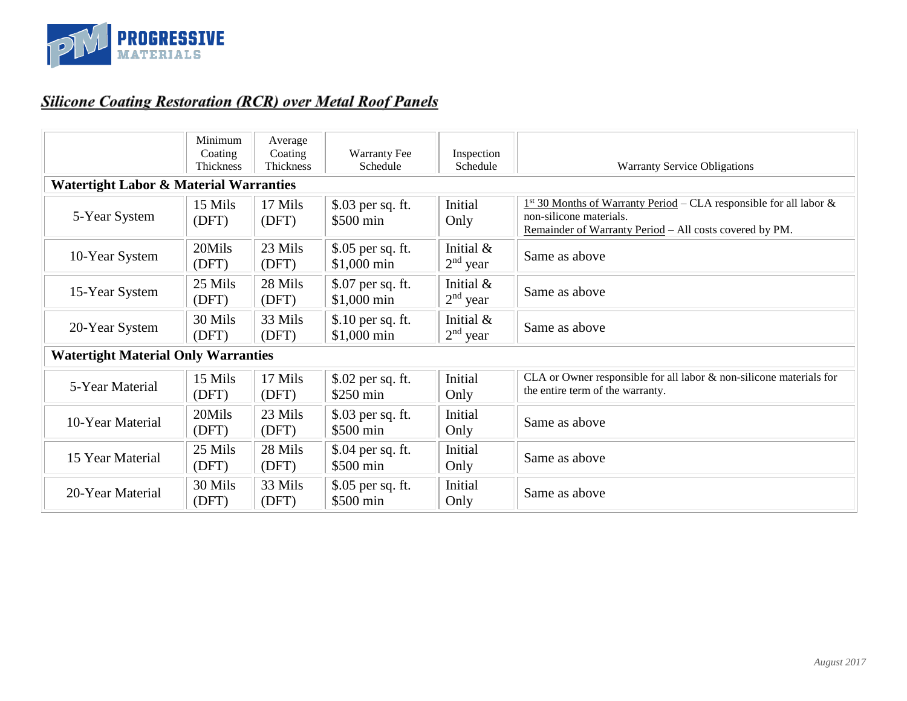PROGRESSIVE MATERIALS

## *Silicone Coating Restoration (RCR) over Metal Roof Panels*

| | Minimum Coating Thickness | Average Coating Thickness | Warranty Fee Schedule | Inspection Schedule | Warranty Service Obligations |
|---|---|---|---|---|---|
| **Watertight Labor & Material Warranties** | | | | | |
| 5-Year System | 15 Mils (DFT) | 17 Mils (DFT) | $.03 per sq. ft. $500 min | Initial Only | 1st 30 Months of Warranty Period – CLA responsible for all labor & non-silicone materials. Remainder of Warranty Period – All costs covered by PM. |
| 10-Year System | 20Mils (DFT) | 23 Mils (DFT) | $.05 per sq. ft. $1,000 min | Initial & 2nd year | Same as above |
| 15-Year System | 25 Mils (DFT) | 28 Mils (DFT) | $.07 per sq. ft. $1,000 min | Initial & 2nd year | Same as above |
| 20-Year System | 30 Mils (DFT) | 33 Mils (DFT) | $.10 per sq. ft. $1,000 min | Initial & 2nd year | Same as above |
| **Watertight Material Only Warranties** | | | | | |
| 5-Year Material | 15 Mils (DFT) | 17 Mils (DFT) | $.02 per sq. ft. $250 min | Initial Only | CLA or Owner responsible for all labor & non-silicone materials for the entire term of the warranty. |
| 10-Year Material | 20Mils (DFT) | 23 Mils (DFT) | $.03 per sq. ft. $500 min | Initial Only | Same as above |
| 15 Year Material | 25 Mils (DFT) | 28 Mils (DFT) | $.04 per sq. ft. $500 min | Initial Only | Same as above |
| 20-Year Material | 30 Mils (DFT) | 33 Mils (DFT) | $.05 per sq. ft. $500 min | Initial Only | Same as above |

*August 2017*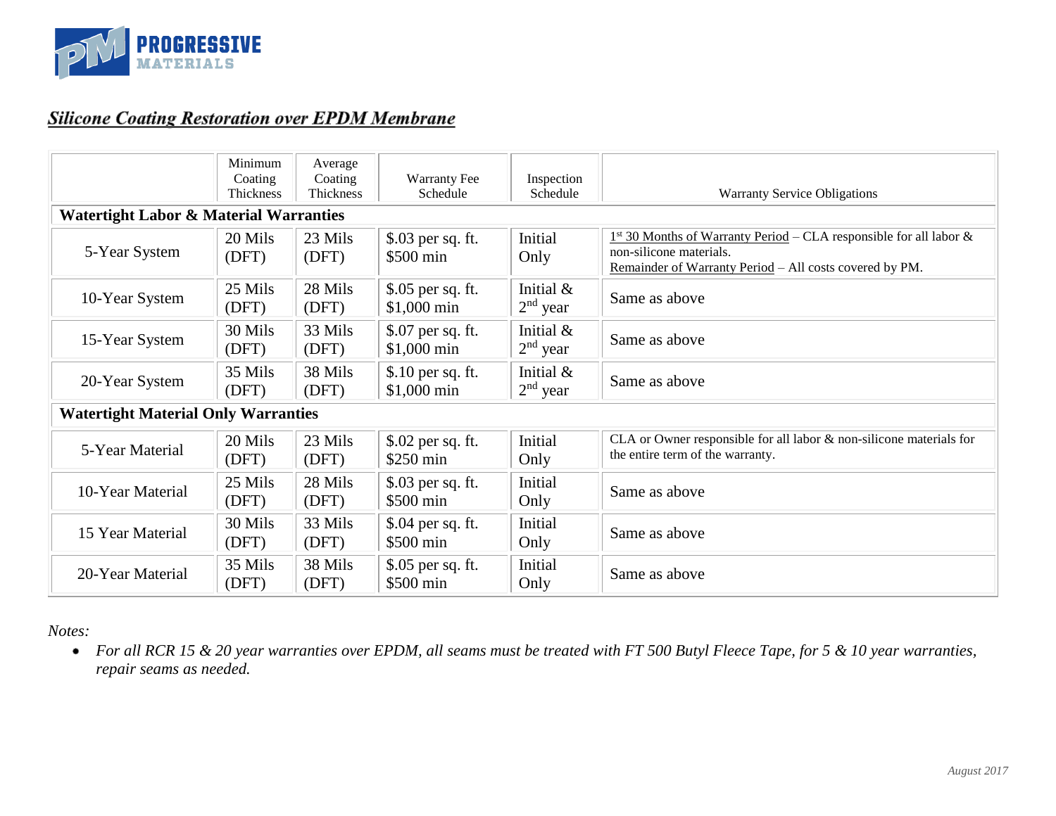## *Silicone Coating Restoration over EPDM Membrane*

| | Minimum Coating Thickness | Average Coating Thickness | Warranty Fee Schedule | Inspection Schedule | Warranty Service Obligations |
|---|---|---|---|---|---|
| **Watertight Labor & Material Warranties** | | | | | |
| 5-Year System | 20 Mils (DFT) | 23 Mils (DFT) | $.03 per sq. ft. $500 min | Initial Only | 1st 30 Months of Warranty Period – CLA responsible for all labor & non-silicone materials. Remainder of Warranty Period – All costs covered by PM. |
| 10-Year System | 25 Mils (DFT) | 28 Mils (DFT) | $.05 per sq. ft. $1,000 min | Initial & 2nd year | Same as above |
| 15-Year System | 30 Mils (DFT) | 33 Mils (DFT) | $.07 per sq. ft. $1,000 min | Initial & 2nd year | Same as above |
| 20-Year System | 35 Mils (DFT) | 38 Mils (DFT) | $.10 per sq. ft. $1,000 min | Initial & 2nd year | Same as above |
| **Watertight Material Only Warranties** | | | | | |
| 5-Year Material | 20 Mils (DFT) | 23 Mils (DFT) | $.02 per sq. ft. $250 min | Initial Only | CLA or Owner responsible for all labor & non-silicone materials for the entire term of the warranty. |
| 10-Year Material | 25 Mils (DFT) | 28 Mils (DFT) | $.03 per sq. ft. $500 min | Initial Only | Same as above |
| 15 Year Material | 30 Mils (DFT) | 33 Mils (DFT) | $.04 per sq. ft. $500 min | Initial Only | Same as above |
| 20-Year Material | 35 Mils (DFT) | 38 Mils (DFT) | $.05 per sq. ft. $500 min | Initial Only | Same as above |

*Notes:*

- *For all RCR 15 & 20 year warranties over EPDM, all seams must be treated with FT 500 Butyl Fleece Tape, for 5 & 10 year warranties, repair seams as needed.*

*August 2017*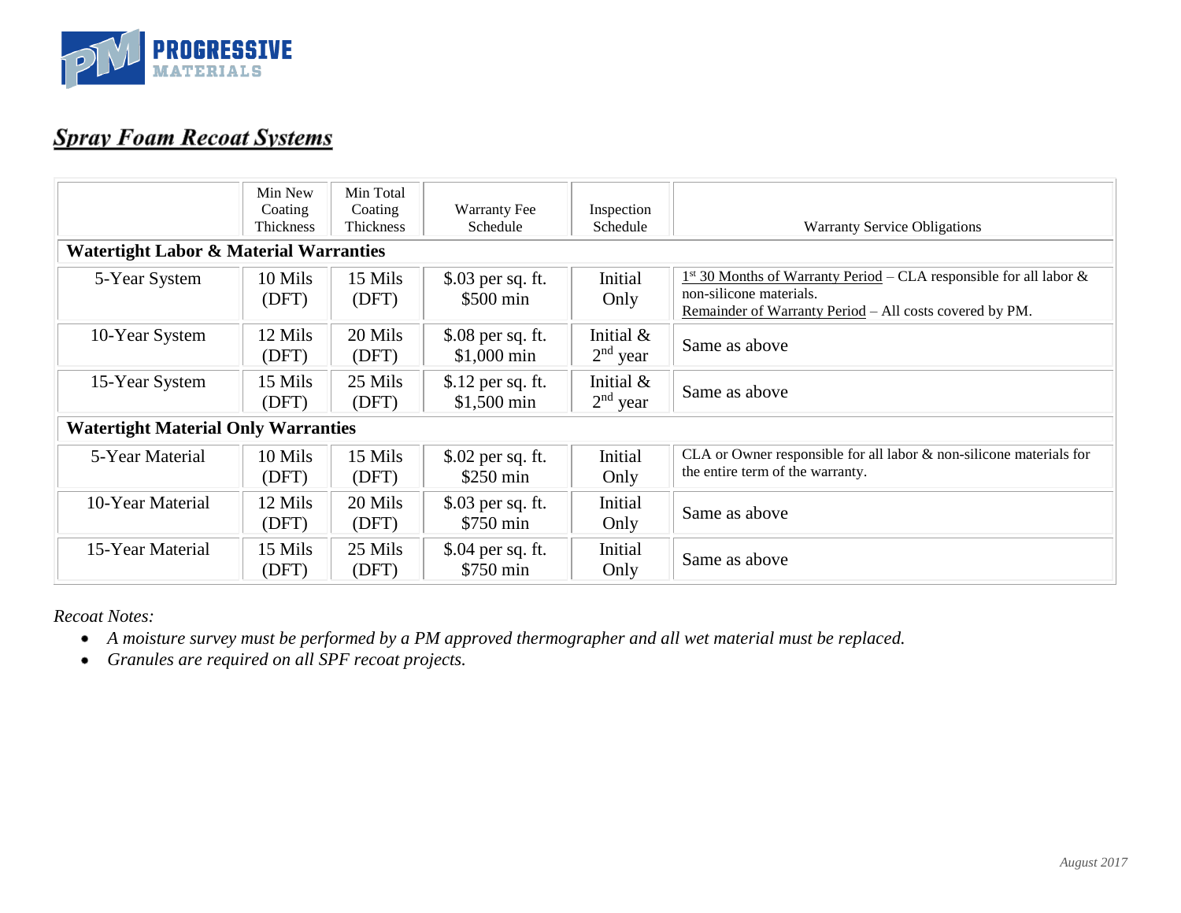**PROGRESSIVE MATERIALS**

## *Spray Foam Recoat Systems*

| | Min New Coating Thickness | Min Total Coating Thickness | Warranty Fee Schedule | Inspection Schedule | Warranty Service Obligations |
|---|---|---|---|---|---|
| **Watertight Labor & Material Warranties** | | | | | |
| 5-Year System | 10 Mils (DFT) | 15 Mils (DFT) | $.03 per sq. ft. $500 min | Initial Only | 1st 30 Months of Warranty Period – CLA responsible for all labor & non-silicone materials. Remainder of Warranty Period – All costs covered by PM. |
| 10-Year System | 12 Mils (DFT) | 20 Mils (DFT) | $.08 per sq. ft. $1,000 min | Initial & 2nd year | Same as above |
| 15-Year System | 15 Mils (DFT) | 25 Mils (DFT) | $.12 per sq. ft. $1,500 min | Initial & 2nd year | Same as above |
| **Watertight Material Only Warranties** | | | | | |
| 5-Year Material | 10 Mils (DFT) | 15 Mils (DFT) | $.02 per sq. ft. $250 min | Initial Only | CLA or Owner responsible for all labor & non-silicone materials for the entire term of the warranty. |
| 10-Year Material | 12 Mils (DFT) | 20 Mils (DFT) | $.03 per sq. ft. $750 min | Initial Only | Same as above |
| 15-Year Material | 15 Mils (DFT) | 25 Mils (DFT) | $.04 per sq. ft. $750 min | Initial Only | Same as above |

*Recoat Notes:*

- *A moisture survey must be performed by a PM approved thermographer and all wet material must be replaced.*
- *Granules are required on all SPF recoat projects.*

*August 2017*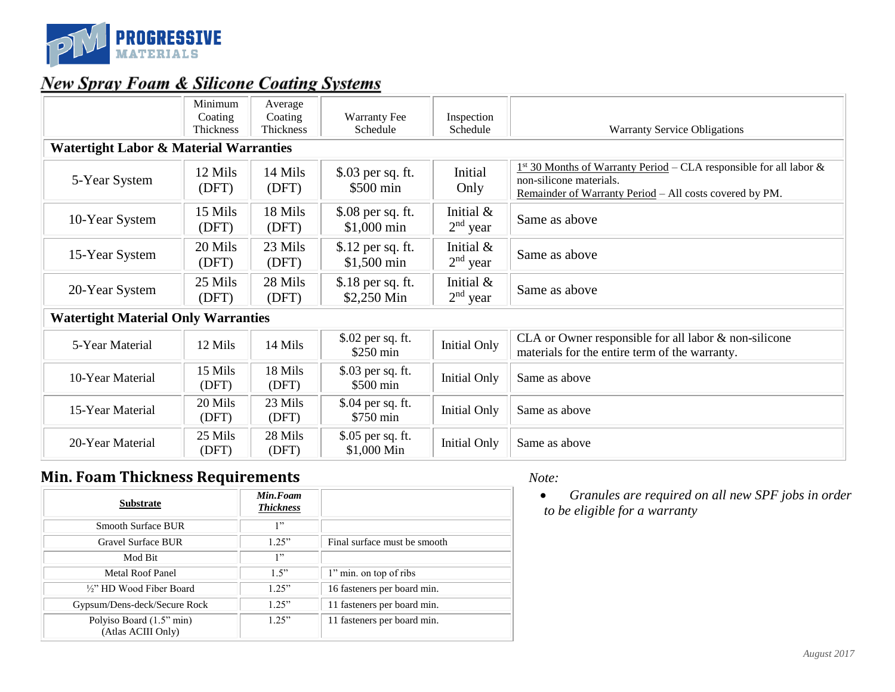PROGRESSIVE MATERIALS

## New Spray Foam & Silicone Coating Systems

| | Minimum Coating Thickness | Average Coating Thickness | Warranty Fee Schedule | Inspection Schedule | Warranty Service Obligations |
|---|---|---|---|---|---|
| **Watertight Labor & Material Warranties** | | | | | |
| 5-Year System | 12 Mils (DFT) | 14 Mils (DFT) | $.03 per sq. ft. $500 min | Initial Only | 1st 30 Months of Warranty Period – CLA responsible for all labor & non-silicone materials. Remainder of Warranty Period – All costs covered by PM. |
| 10-Year System | 15 Mils (DFT) | 18 Mils (DFT) | $.08 per sq. ft. $1,000 min | Initial & 2nd year | Same as above |
| 15-Year System | 20 Mils (DFT) | 23 Mils (DFT) | $.12 per sq. ft. $1,500 min | Initial & 2nd year | Same as above |
| 20-Year System | 25 Mils (DFT) | 28 Mils (DFT) | $.18 per sq. ft. $2,250 Min | Initial & 2nd year | Same as above |
| **Watertight Material Only Warranties** | | | | | |
| 5-Year Material | 12 Mils | 14 Mils | $.02 per sq. ft. $250 min | Initial Only | CLA or Owner responsible for all labor & non-silicone materials for the entire term of the warranty. |
| 10-Year Material | 15 Mils (DFT) | 18 Mils (DFT) | $.03 per sq. ft. $500 min | Initial Only | Same as above |
| 15-Year Material | 20 Mils (DFT) | 23 Mils (DFT) | $.04 per sq. ft. $750 min | Initial Only | Same as above |
| 20-Year Material | 25 Mils (DFT) | 28 Mils (DFT) | $.05 per sq. ft. $1,000 Min | Initial Only | Same as above |

## Min. Foam Thickness Requirements

| **Substrate** | ***Min.Foam Thickness*** | |
|---|---|---|
| Smooth Surface BUR | 1” | |
| Gravel Surface BUR | 1.25” | Final surface must be smooth |
| Mod Bit | 1” | |
| Metal Roof Panel | 1.5” | 1” min. on top of ribs |
| ½” HD Wood Fiber Board | 1.25” | 16 fasteners per board min. |
| Gypsum/Dens-deck/Secure Rock | 1.25” | 11 fasteners per board min. |
| Polyiso Board (1.5” min) (Atlas ACIII Only) | 1.25” | 11 fasteners per board min. |

*Note:*

- *Granules are required on all new SPF jobs in order to be eligible for a warranty*

*August 2017*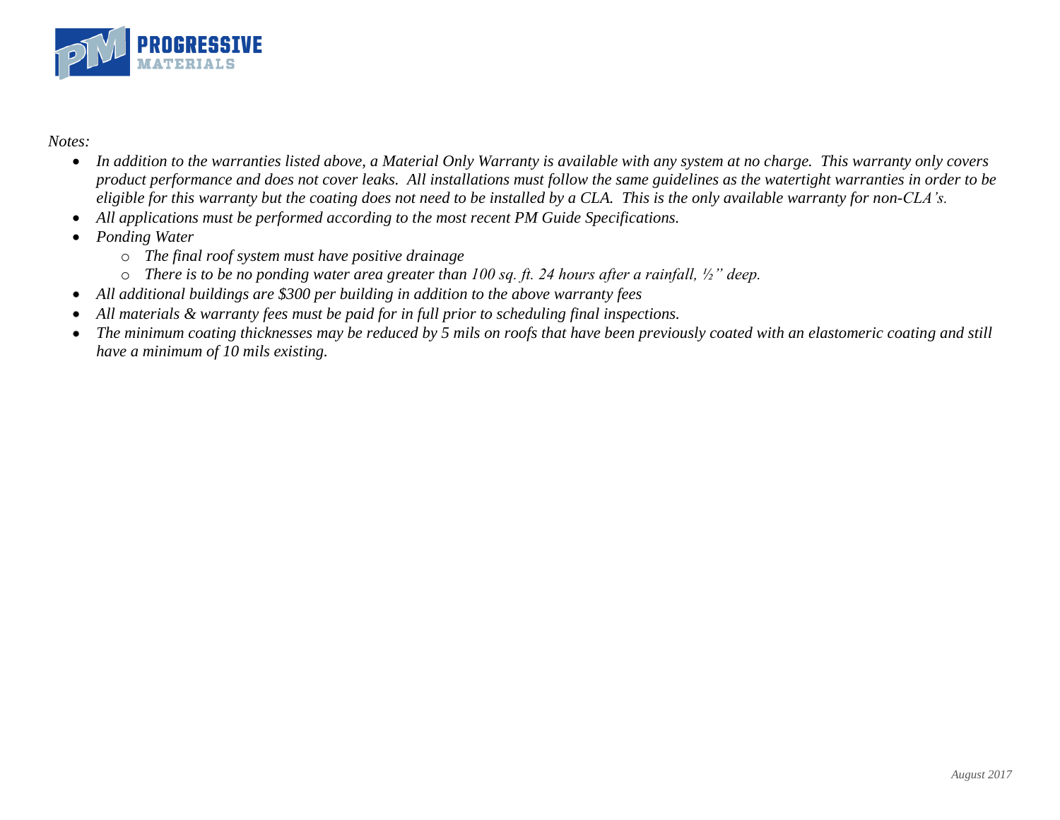*Notes:*

- *In addition to the warranties listed above, a Material Only Warranty is available with any system at no charge. This warranty only covers product performance and does not cover leaks. All installations must follow the same guidelines as the watertight warranties in order to be eligible for this warranty but the coating does not need to be installed by a CLA. This is the only available warranty for non-CLA's.*
- *All applications must be performed according to the most recent PM Guide Specifications.*
- *Ponding Water*
  - *The final roof system must have positive drainage*
  - *There is to be no ponding water area greater than 100 sq. ft. 24 hours after a rainfall, ½" deep.*
- *All additional buildings are $300 per building in addition to the above warranty fees*
- *All materials & warranty fees must be paid for in full prior to scheduling final inspections.*
- *The minimum coating thicknesses may be reduced by 5 mils on roofs that have been previously coated with an elastomeric coating and still have a minimum of 10 mils existing.*

*August 2017*